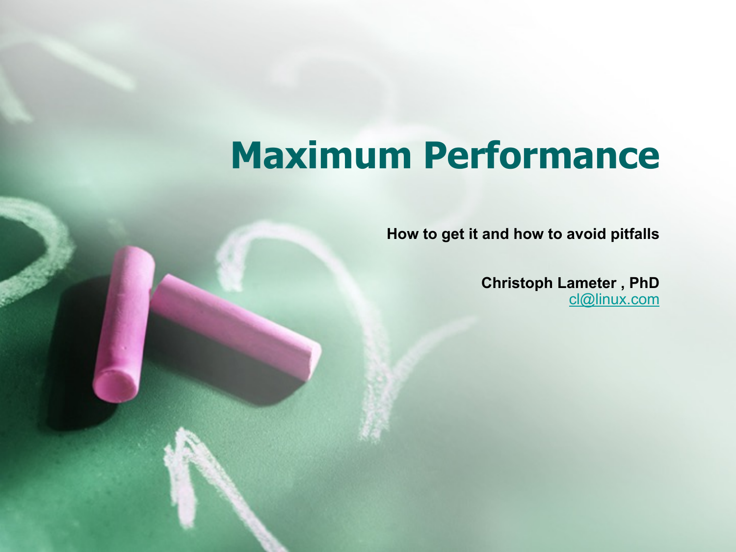# Maximum Performance

**How to get it and how to avoid pitfalls**

**Christoph Lameter , PhD**
cl@linux.com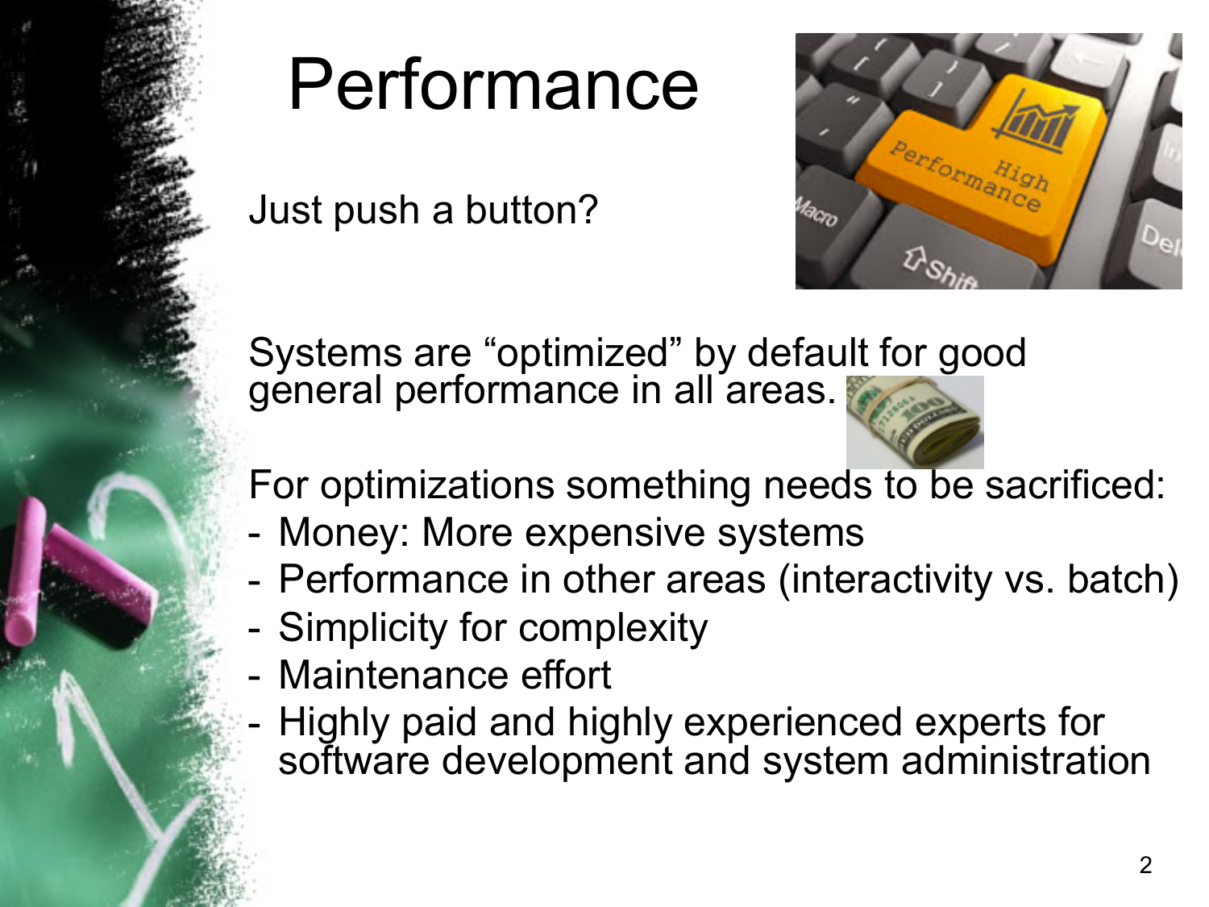# Performance

Just push a button?

Systems are "optimized" by default for good general performance in all areas.

For optimizations something needs to be sacrificed:

- Money: More expensive systems
- Performance in other areas (interactivity vs. batch)
- Simplicity for complexity
- Maintenance effort
- Highly paid and highly experienced experts for software development and system administration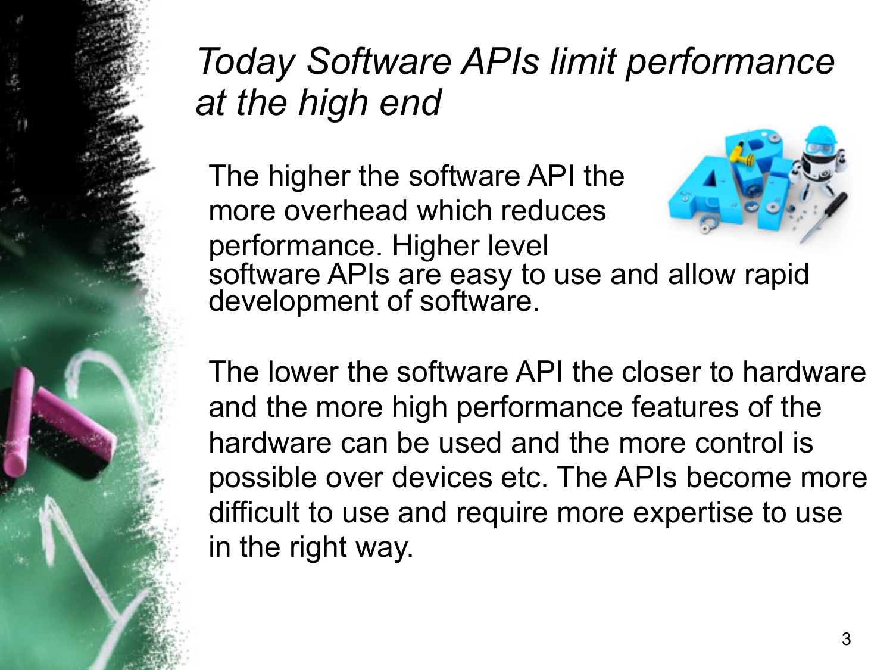# *Today Software APIs limit performance at the high end*

The higher the software API the more overhead which reduces performance. Higher level software APIs are easy to use and allow rapid development of software.

The lower the software API the closer to hardware and the more high performance features of the hardware can be used and the more control is possible over devices etc. The APIs become more difficult to use and require more expertise to use in the right way.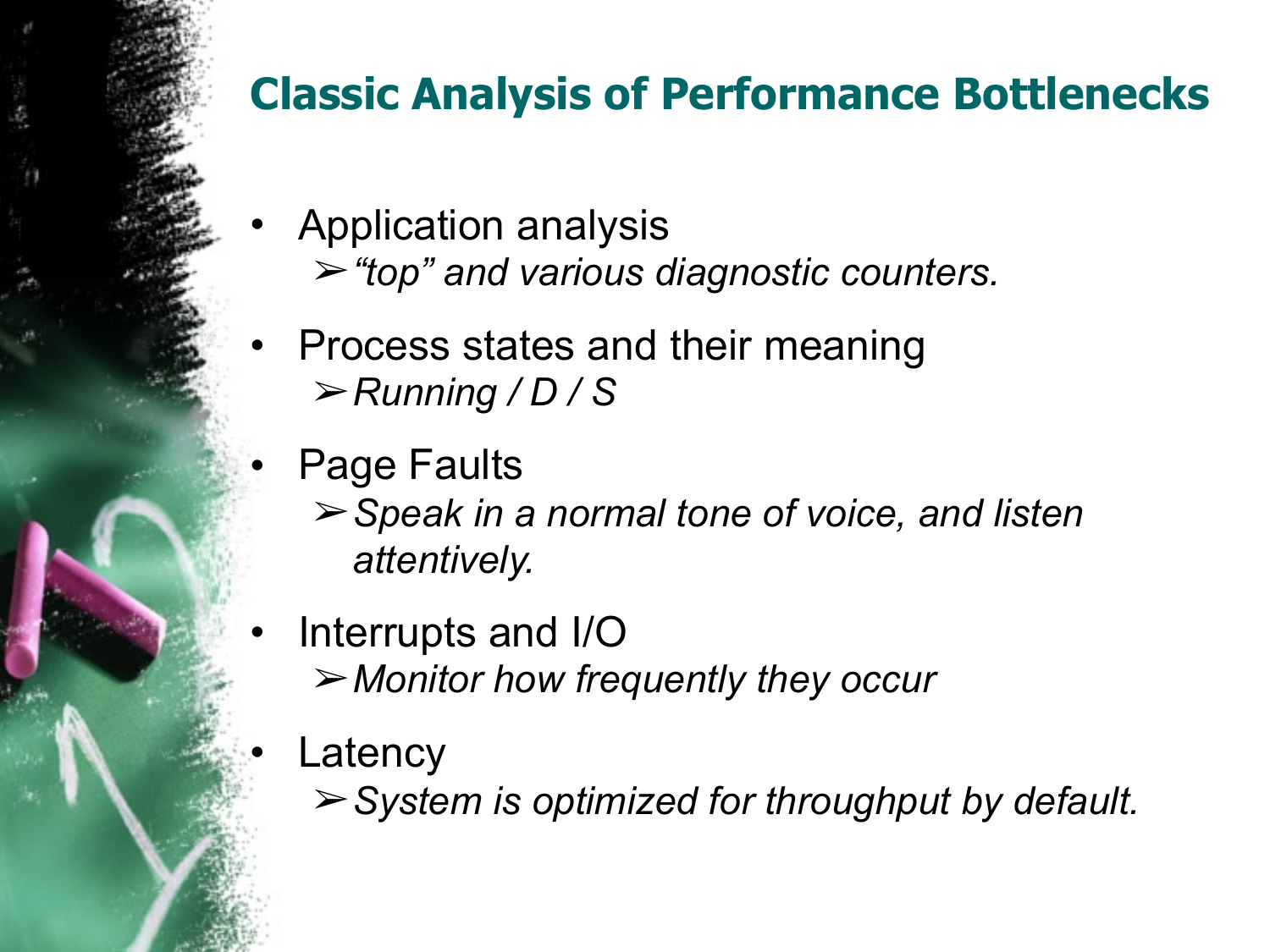## Classic Analysis of Performance Bottlenecks

- Application analysis
  - *"top" and various diagnostic counters.*
- Process states and their meaning
  - *Running / D / S*
- Page Faults
  - *Speak in a normal tone of voice, and listen attentively.*
- Interrupts and I/O
  - *Monitor how frequently they occur*
- Latency
  - *System is optimized for throughput by default.*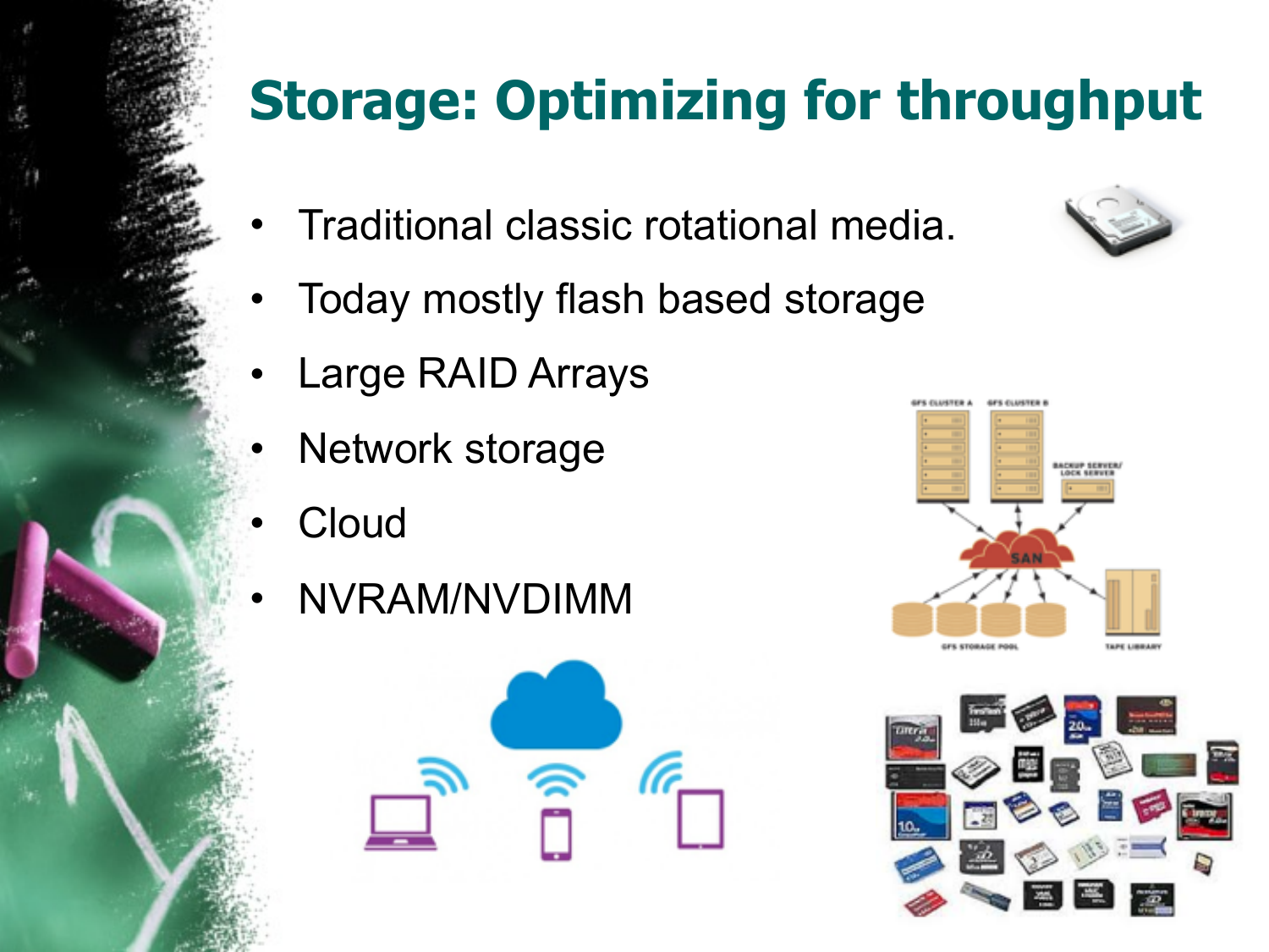# Storage: Optimizing for throughput

- Traditional classic rotational media.
- Today mostly flash based storage
- Large RAID Arrays
- Network storage
- Cloud
- NVRAM/NVDIMM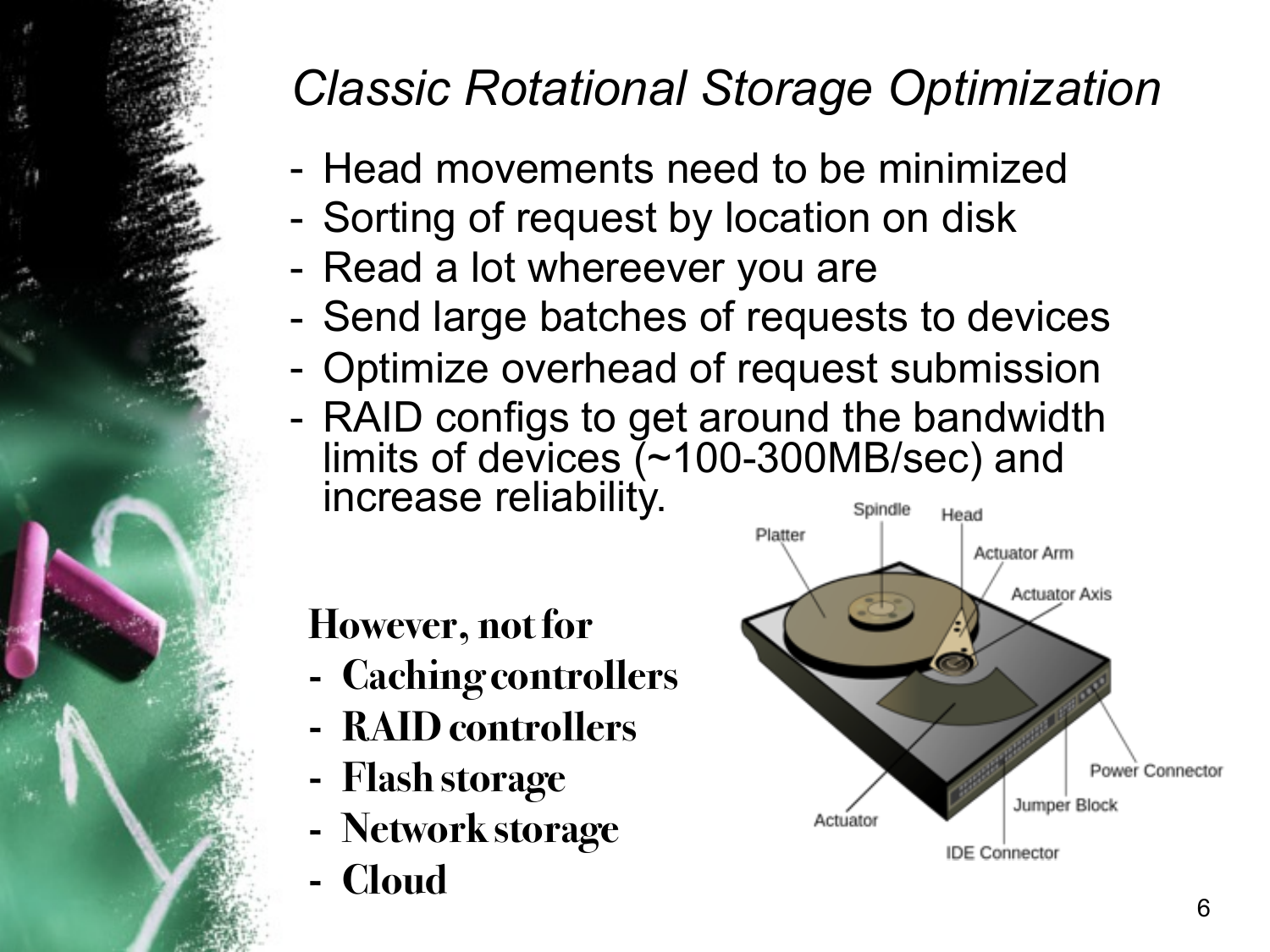# *Classic Rotational Storage Optimization*

- Head movements need to be minimized
- Sorting of request by location on disk
- Read a lot whereever you are
- Send large batches of requests to devices
- Optimize overhead of request submission
- RAID configs to get around the bandwidth limits of devices (~100-300MB/sec) and increase reliability.

**However, not for**

- **Caching controllers**
- **RAID controllers**
- **Flash storage**
- **Network storage**
- **Cloud**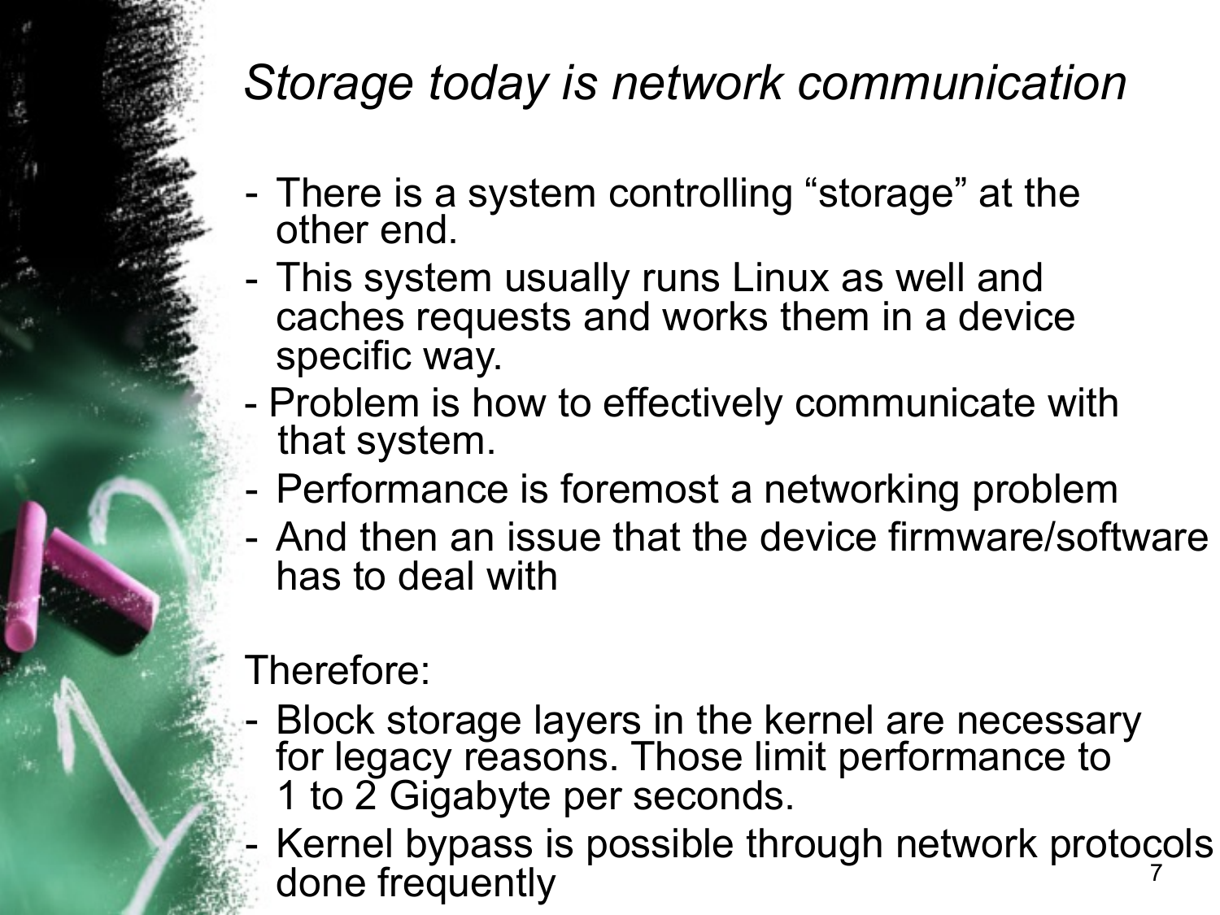# *Storage today is network communication*

- There is a system controlling “storage” at the other end.
- This system usually runs Linux as well and caches requests and works them in a device specific way.
- Problem is how to effectively communicate with that system.
- Performance is foremost a networking problem
- And then an issue that the device firmware/software has to deal with

Therefore:

- Block storage layers in the kernel are necessary for legacy reasons. Those limit performance to 1 to 2 Gigabyte per seconds.
- Kernel bypass is possible through network protocols done frequently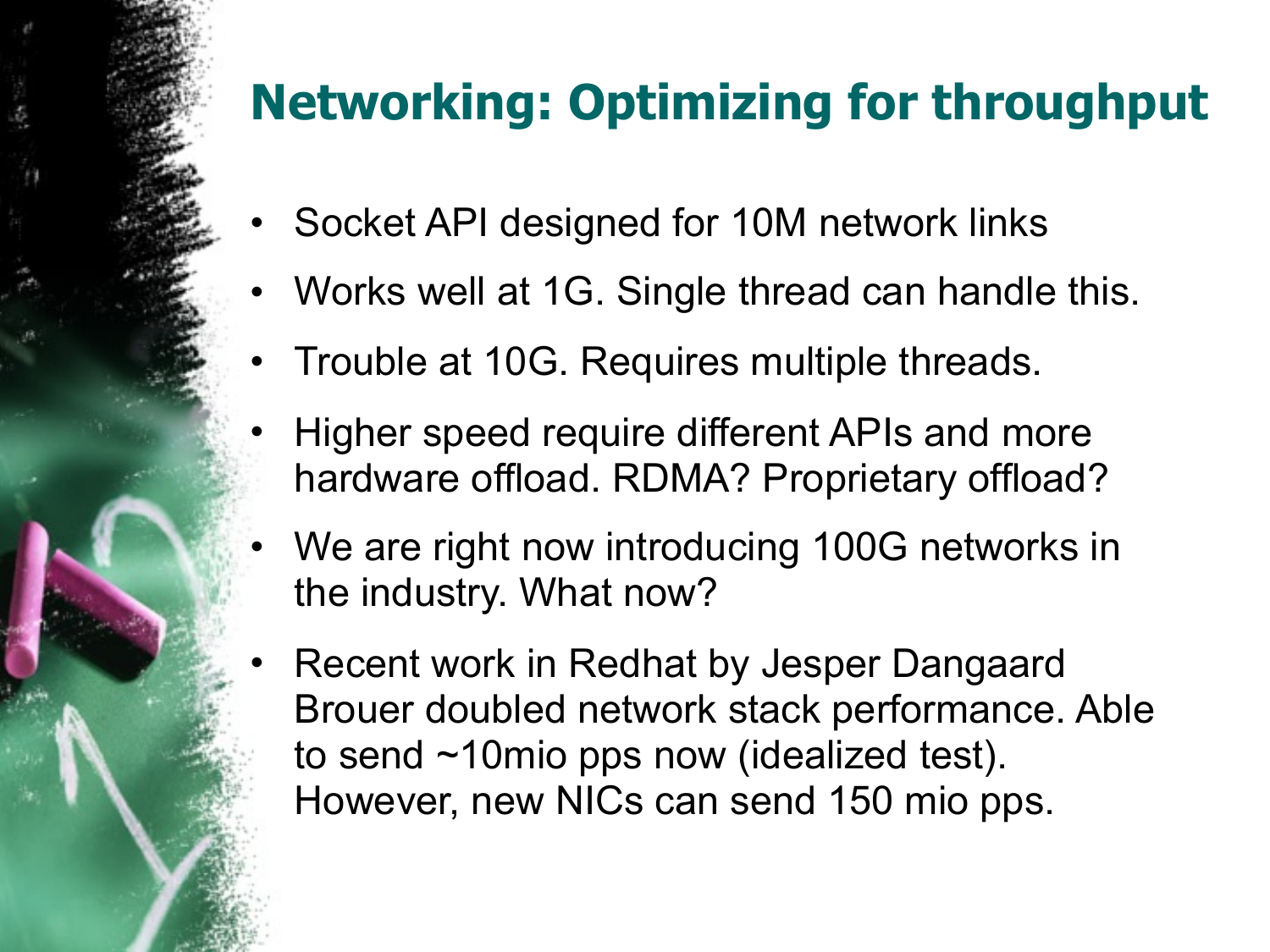# Networking: Optimizing for throughput

- Socket API designed for 10M network links
- Works well at 1G. Single thread can handle this.
- Trouble at 10G. Requires multiple threads.
- Higher speed require different APIs and more hardware offload. RDMA? Proprietary offload?
- We are right now introducing 100G networks in the industry. What now?
- Recent work in Redhat by Jesper Dangaard Brouer doubled network stack performance. Able to send ~10mio pps now (idealized test). However, new NICs can send 150 mio pps.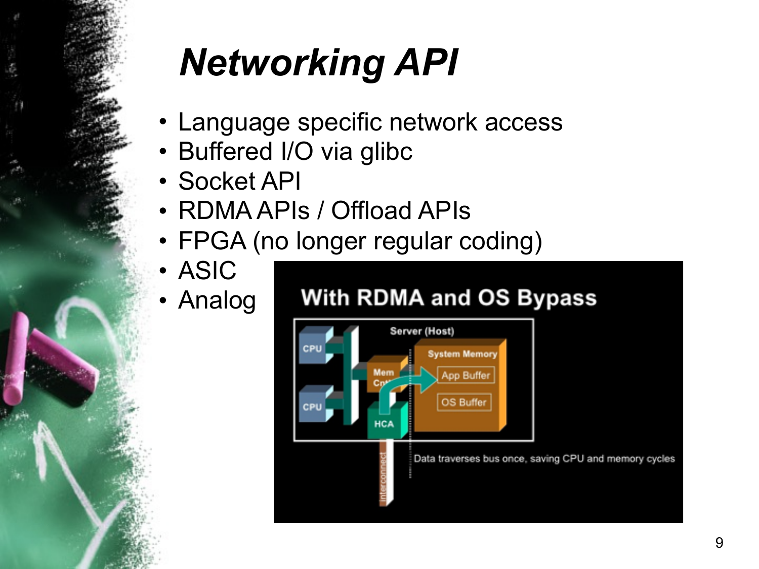# *Networking API*

- Language specific network access
- Buffered I/O via glibc
- Socket API
- RDMA APIs / Offload APIs
- FPGA (no longer regular coding)
- ASIC
- Analog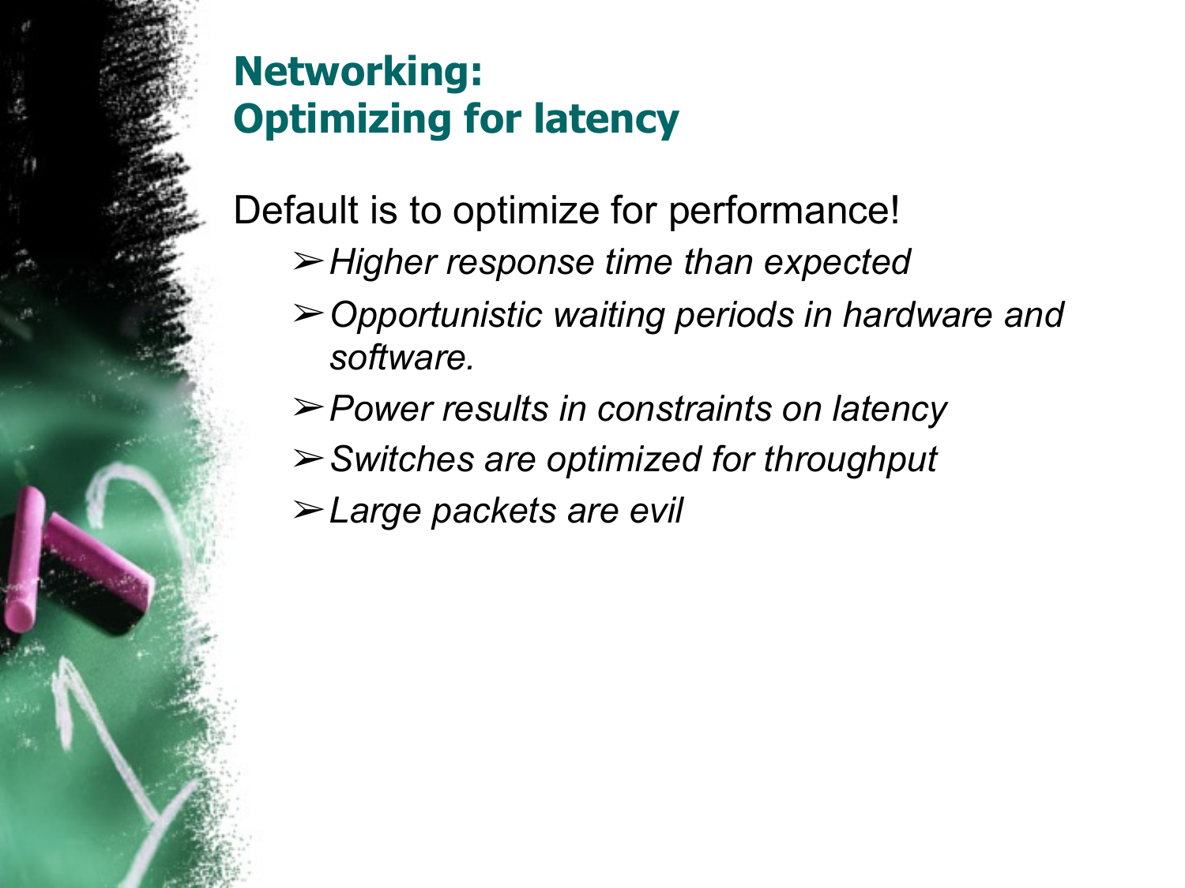# Networking: Optimizing for latency

Default is to optimize for performance!

- *Higher response time than expected*
- *Opportunistic waiting periods in hardware and software.*
- *Power results in constraints on latency*
- *Switches are optimized for throughput*
- *Large packets are evil*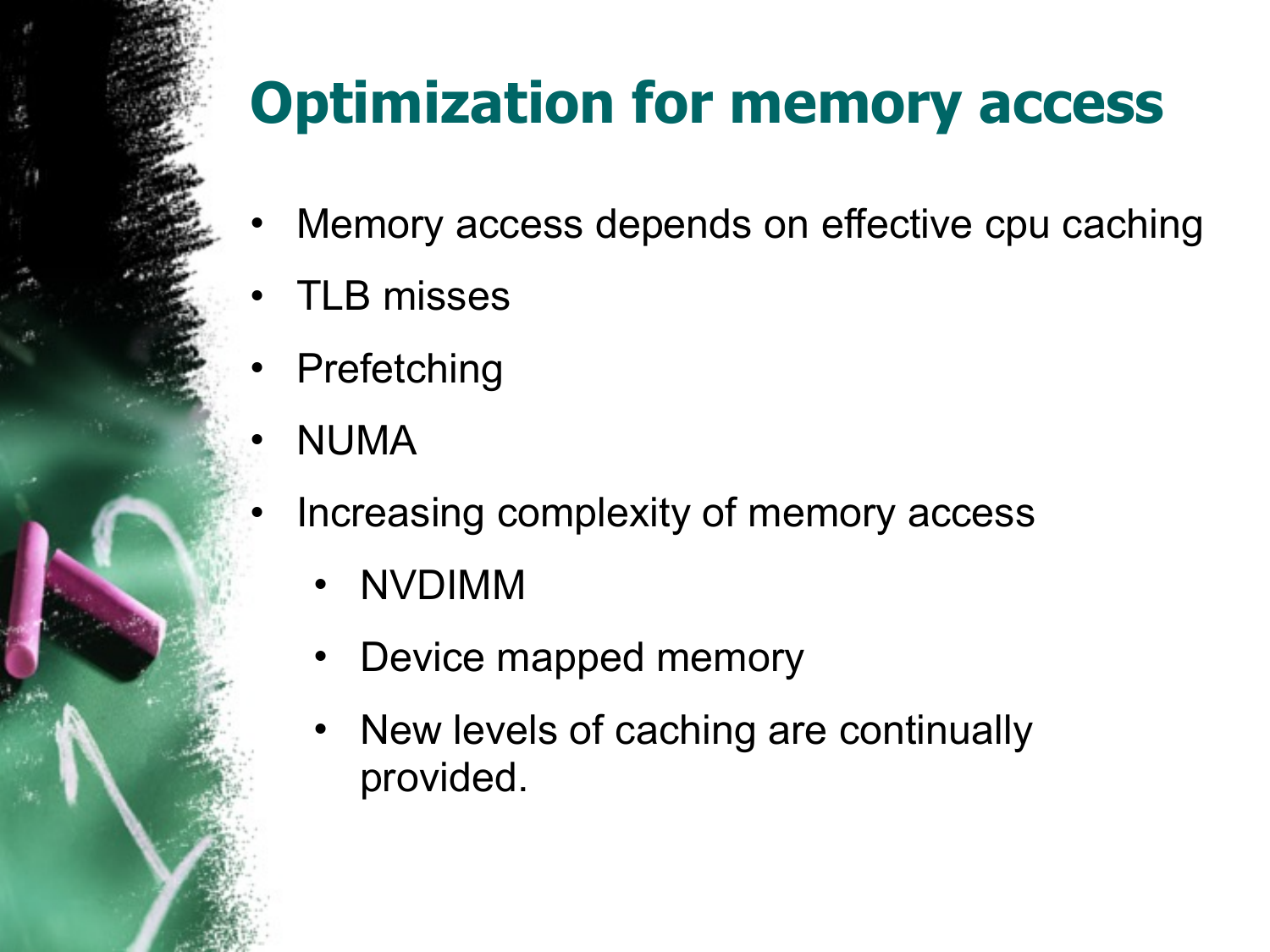# Optimization for memory access

- Memory access depends on effective cpu caching
- TLB misses
- Prefetching
- NUMA
- Increasing complexity of memory access
  - NVDIMM
  - Device mapped memory
  - New levels of caching are continually provided.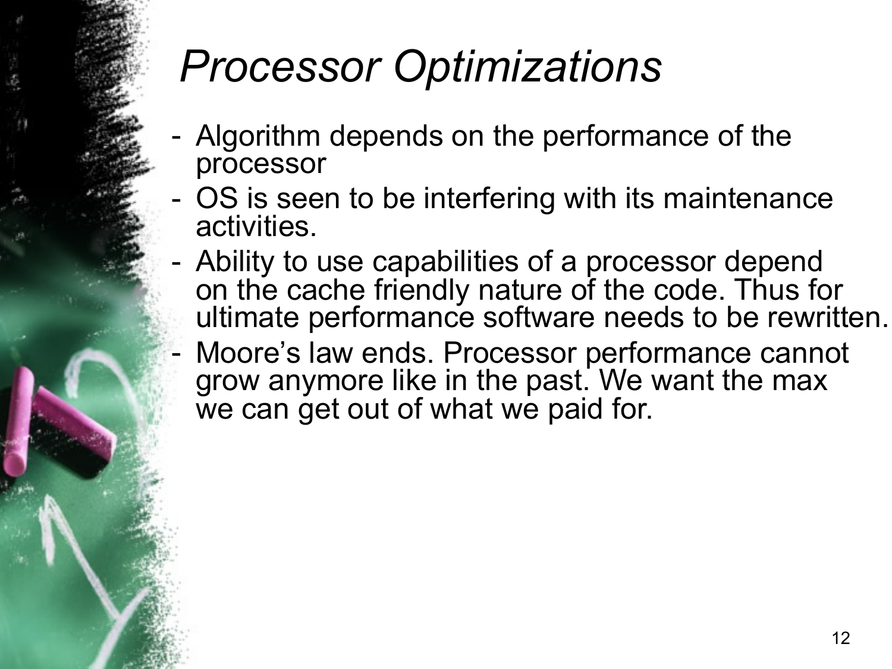# *Processor Optimizations*

- Algorithm depends on the performance of the processor
- OS is seen to be interfering with its maintenance activities.
- Ability to use capabilities of a processor depend on the cache friendly nature of the code. Thus for ultimate performance software needs to be rewritten.
- Moore's law ends. Processor performance cannot grow anymore like in the past. We want the max we can get out of what we paid for.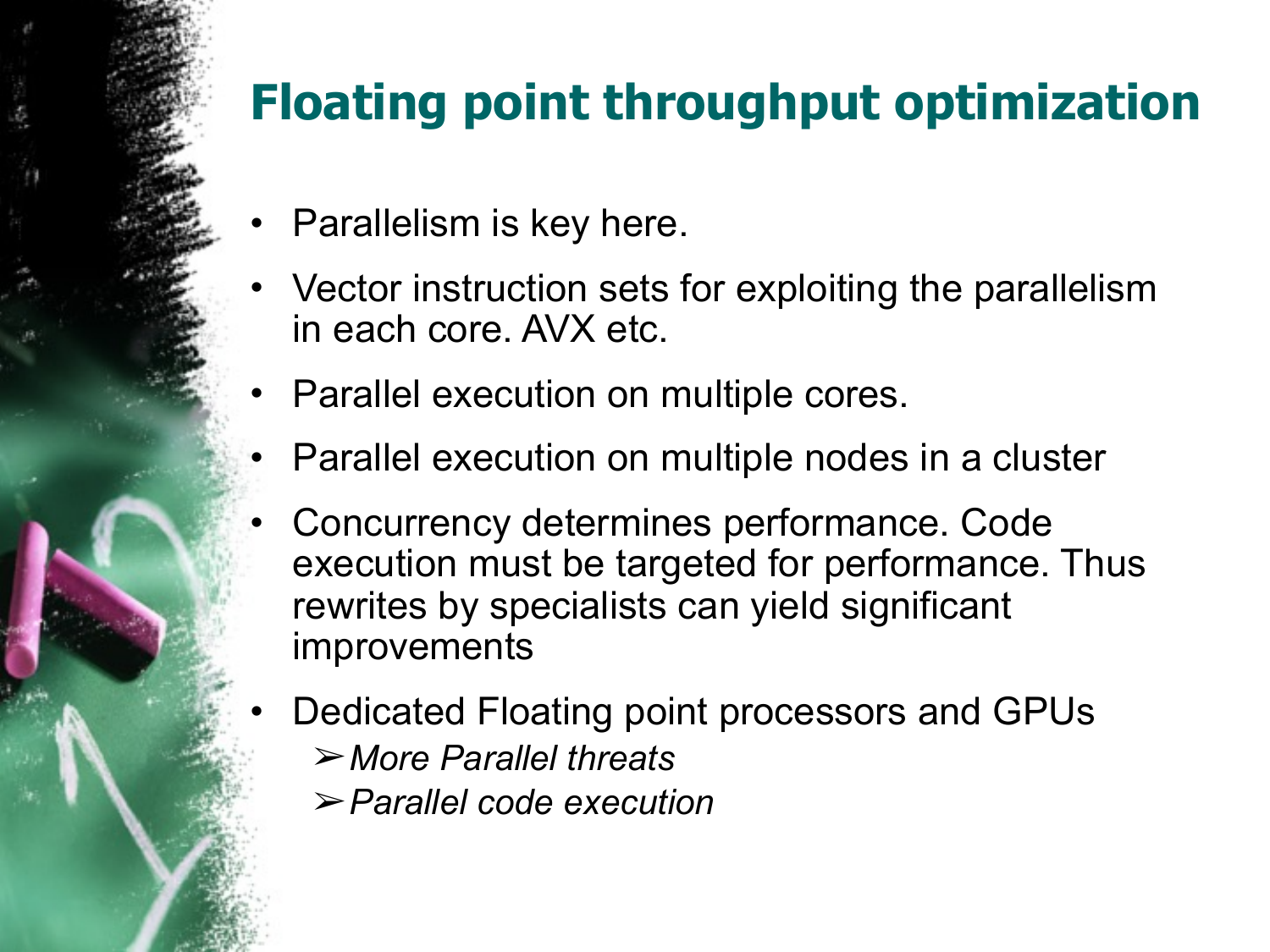# Floating point throughput optimization

- Parallelism is key here.
- Vector instruction sets for exploiting the parallelism in each core. AVX etc.
- Parallel execution on multiple cores.
- Parallel execution on multiple nodes in a cluster
- Concurrency determines performance. Code execution must be targeted for performance. Thus rewrites by specialists can yield significant improvements
- Dedicated Floating point processors and GPUs
  - *More Parallel threats*
  - *Parallel code execution*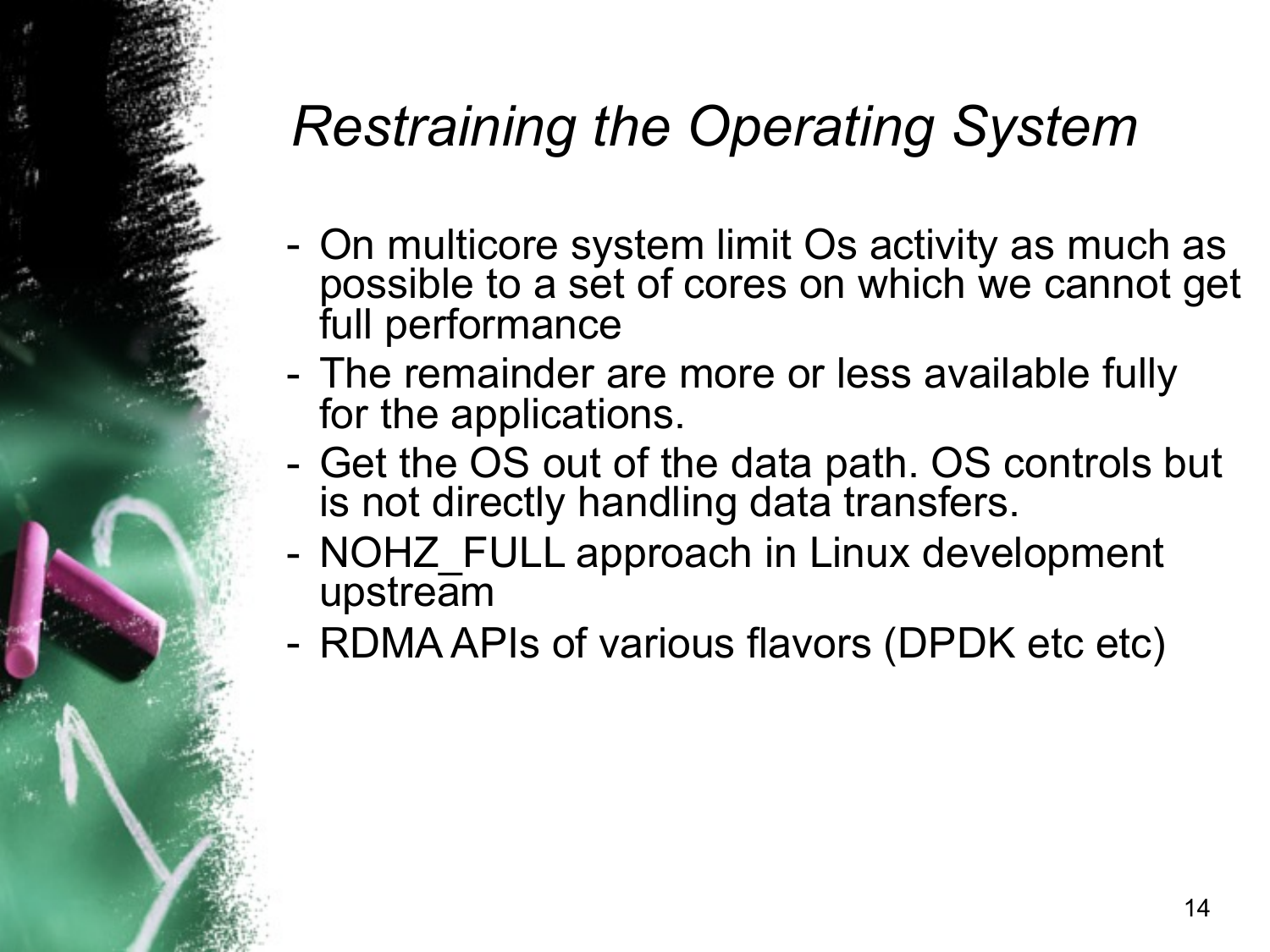# *Restraining the Operating System*

- On multicore system limit Os activity as much as possible to a set of cores on which we cannot get full performance
- The remainder are more or less available fully for the applications.
- Get the OS out of the data path. OS controls but is not directly handling data transfers.
- NOHZ_FULL approach in Linux development upstream
- RDMA APIs of various flavors (DPDK etc etc)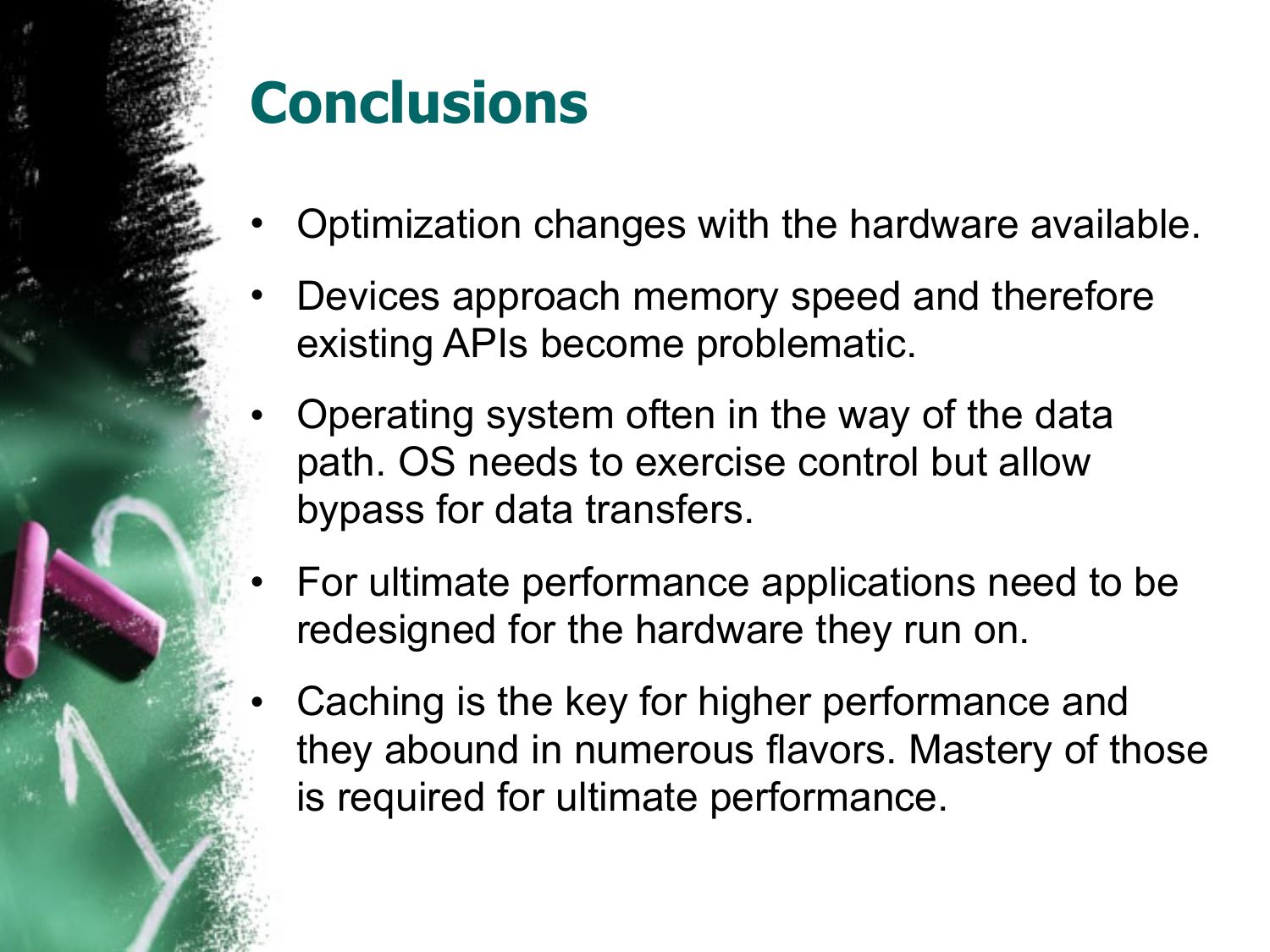# Conclusions

- Optimization changes with the hardware available.
- Devices approach memory speed and therefore existing APIs become problematic.
- Operating system often in the way of the data path. OS needs to exercise control but allow bypass for data transfers.
- For ultimate performance applications need to be redesigned for the hardware they run on.
- Caching is the key for higher performance and they abound in numerous flavors. Mastery of those is required for ultimate performance.